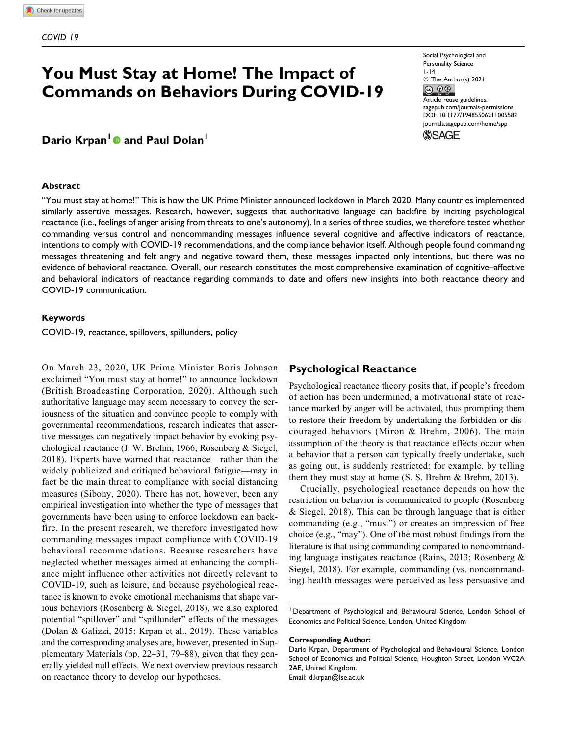COVID 19

# You Must Stay at Home! The Impact of Commands on Behaviors During COVID-19

Social Psychological and Personality Science
1-14
© The Author(s) 2021
Article reuse guidelines: sagepub.com/journals-permissions
DOI: 10.1177/19485506211005582
journals.sagepub.com/home/spp

**Dario Krpan[1] and Paul Dolan[1]**

### Abstract

"You must stay at home!" This is how the UK Prime Minister announced lockdown in March 2020. Many countries implemented similarly assertive messages. Research, however, suggests that authoritative language can backfire by inciting psychological reactance (i.e., feelings of anger arising from threats to one's autonomy). In a series of three studies, we therefore tested whether commanding versus control and noncommanding messages influence several cognitive and affective indicators of reactance, intentions to comply with COVID-19 recommendations, and the compliance behavior itself. Although people found commanding messages threatening and felt angry and negative toward them, these messages impacted only intentions, but there was no evidence of behavioral reactance. Overall, our research constitutes the most comprehensive examination of cognitive–affective and behavioral indicators of reactance regarding commands to date and offers new insights into both reactance theory and COVID-19 communication.

### Keywords

COVID-19, reactance, spillovers, spillunders, policy

On March 23, 2020, UK Prime Minister Boris Johnson exclaimed "You must stay at home!" to announce lockdown (British Broadcasting Corporation, 2020). Although such authoritative language may seem necessary to convey the seriousness of the situation and convince people to comply with governmental recommendations, research indicates that assertive messages can negatively impact behavior by evoking psychological reactance (J. W. Brehm, 1966; Rosenberg & Siegel, 2018). Experts have warned that reactance—rather than the widely publicized and critiqued behavioral fatigue—may in fact be the main threat to compliance with social distancing measures (Sibony, 2020). There has not, however, been any empirical investigation into whether the type of messages that governments have been using to enforce lockdown can backfire. In the present research, we therefore investigated how commanding messages impact compliance with COVID-19 behavioral recommendations. Because researchers have neglected whether messages aimed at enhancing the compliance might influence other activities not directly relevant to COVID-19, such as leisure, and because psychological reactance is known to evoke emotional mechanisms that shape various behaviors (Rosenberg & Siegel, 2018), we also explored potential "spillover" and "spillunder" effects of the messages (Dolan & Galizzi, 2015; Krpan et al., 2019). These variables and the corresponding analyses are, however, presented in Supplementary Materials (pp. 22–31, 79–88), given that they generally yielded null effects. We next overview previous research on reactance theory to develop our hypotheses.

## Psychological Reactance

Psychological reactance theory posits that, if people's freedom of action has been undermined, a motivational state of reactance marked by anger will be activated, thus prompting them to restore their freedom by undertaking the forbidden or discouraged behaviors (Miron & Brehm, 2006). The main assumption of the theory is that reactance effects occur when a behavior that a person can typically freely undertake, such as going out, is suddenly restricted: for example, by telling them they must stay at home (S. S. Brehm & Brehm, 2013).

Crucially, psychological reactance depends on how the restriction on behavior is communicated to people (Rosenberg & Siegel, 2018). This can be through language that is either commanding (e.g., "must") or creates an impression of free choice (e.g., "may"). One of the most robust findings from the literature is that using commanding compared to noncommanding language instigates reactance (Rains, 2013; Rosenberg & Siegel, 2018). For example, commanding (vs. noncommanding) health messages were perceived as less persuasive and

---

[1] Department of Psychological and Behavioural Science, London School of Economics and Political Science, London, United Kingdom

**Corresponding Author:**
Dario Krpan, Department of Psychological and Behavioural Science, London School of Economics and Political Science, Houghton Street, London WC2A 2AE, United Kingdom.
Email: d.krpan@lse.ac.uk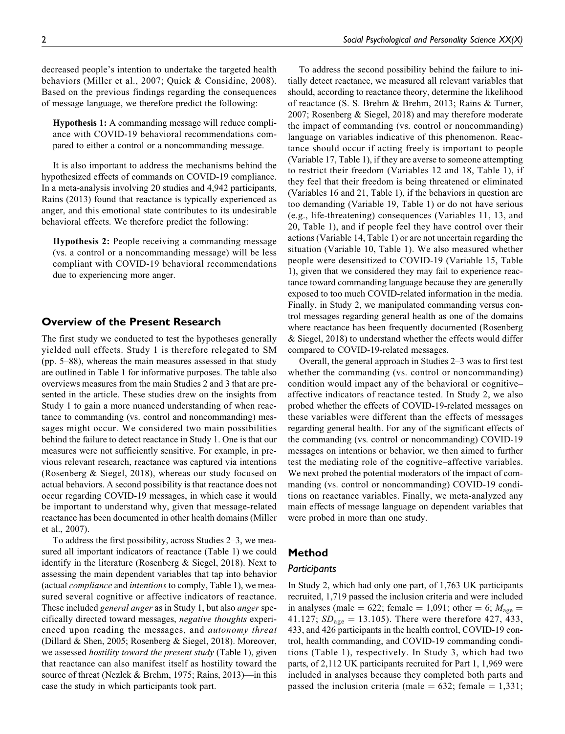decreased people's intention to undertake the targeted health behaviors (Miller et al., 2007; Quick & Considine, 2008). Based on the previous findings regarding the consequences of message language, we therefore predict the following:

> **Hypothesis 1:** A commanding message will reduce compliance with COVID-19 behavioral recommendations compared to either a control or a noncommanding message.

It is also important to address the mechanisms behind the hypothesized effects of commands on COVID-19 compliance. In a meta-analysis involving 20 studies and 4,942 participants, Rains (2013) found that reactance is typically experienced as anger, and this emotional state contributes to its undesirable behavioral effects. We therefore predict the following:

> **Hypothesis 2:** People receiving a commanding message (vs. a control or a noncommanding message) will be less compliant with COVID-19 behavioral recommendations due to experiencing more anger.

## Overview of the Present Research

The first study we conducted to test the hypotheses generally yielded null effects. Study 1 is therefore relegated to SM (pp. 5–88), whereas the main measures assessed in that study are outlined in Table 1 for informative purposes. The table also overviews measures from the main Studies 2 and 3 that are presented in the article. These studies drew on the insights from Study 1 to gain a more nuanced understanding of when reactance to commanding (vs. control and noncommanding) messages might occur. We considered two main possibilities behind the failure to detect reactance in Study 1. One is that our measures were not sufficiently sensitive. For example, in previous relevant research, reactance was captured via intentions (Rosenberg & Siegel, 2018), whereas our study focused on actual behaviors. A second possibility is that reactance does not occur regarding COVID-19 messages, in which case it would be important to understand why, given that message-related reactance has been documented in other health domains (Miller et al., 2007).

To address the first possibility, across Studies 2–3, we measured all important indicators of reactance (Table 1) we could identify in the literature (Rosenberg & Siegel, 2018). Next to assessing the main dependent variables that tap into behavior (actual *compliance* and *intentions* to comply, Table 1), we measured several cognitive or affective indicators of reactance. These included *general anger* as in Study 1, but also *anger* specifically directed toward messages, *negative thoughts* experienced upon reading the messages, and *autonomy threat* (Dillard & Shen, 2005; Rosenberg & Siegel, 2018). Moreover, we assessed *hostility toward the present study* (Table 1), given that reactance can also manifest itself as hostility toward the source of threat (Nezlek & Brehm, 1975; Rains, 2013)—in this case the study in which participants took part.

To address the second possibility behind the failure to initially detect reactance, we measured all relevant variables that should, according to reactance theory, determine the likelihood of reactance (S. S. Brehm & Brehm, 2013; Rains & Turner, 2007; Rosenberg & Siegel, 2018) and may therefore moderate the impact of commanding (vs. control or noncommanding) language on variables indicative of this phenomenon. Reactance should occur if acting freely is important to people (Variable 17, Table 1), if they are averse to someone attempting to restrict their freedom (Variables 12 and 18, Table 1), if they feel that their freedom is being threatened or eliminated (Variables 16 and 21, Table 1), if the behaviors in question are too demanding (Variable 19, Table 1) or do not have serious (e.g., life-threatening) consequences (Variables 11, 13, and 20, Table 1), and if people feel they have control over their actions (Variable 14, Table 1) or are not uncertain regarding the situation (Variable 10, Table 1). We also measured whether people were desensitized to COVID-19 (Variable 15, Table 1), given that we considered they may fail to experience reactance toward commanding language because they are generally exposed to too much COVID-related information in the media. Finally, in Study 2, we manipulated commanding versus control messages regarding general health as one of the domains where reactance has been frequently documented (Rosenberg & Siegel, 2018) to understand whether the effects would differ compared to COVID-19-related messages.

Overall, the general approach in Studies 2–3 was to first test whether the commanding (vs. control or noncommanding) condition would impact any of the behavioral or cognitive–affective indicators of reactance tested. In Study 2, we also probed whether the effects of COVID-19-related messages on these variables were different than the effects of messages regarding general health. For any of the significant effects of the commanding (vs. control or noncommanding) COVID-19 messages on intentions or behavior, we then aimed to further test the mediating role of the cognitive–affective variables. We next probed the potential moderators of the impact of commanding (vs. control or noncommanding) COVID-19 conditions on reactance variables. Finally, we meta-analyzed any main effects of message language on dependent variables that were probed in more than one study.

## Method

### Participants

In Study 2, which had only one part, of 1,763 UK participants recruited, 1,719 passed the inclusion criteria and were included in analyses (male = 622; female = 1,091; other = 6; $M_{\text{age}} = 41.127$; $SD_{\text{age}} = 13.105$). There were therefore 427, 433, 433, and 426 participants in the health control, COVID-19 control, health commanding, and COVID-19 commanding conditions (Table 1), respectively. In Study 3, which had two parts, of 2,112 UK participants recruited for Part 1, 1,969 were included in analyses because they completed both parts and passed the inclusion criteria (male = 632; female = 1,331;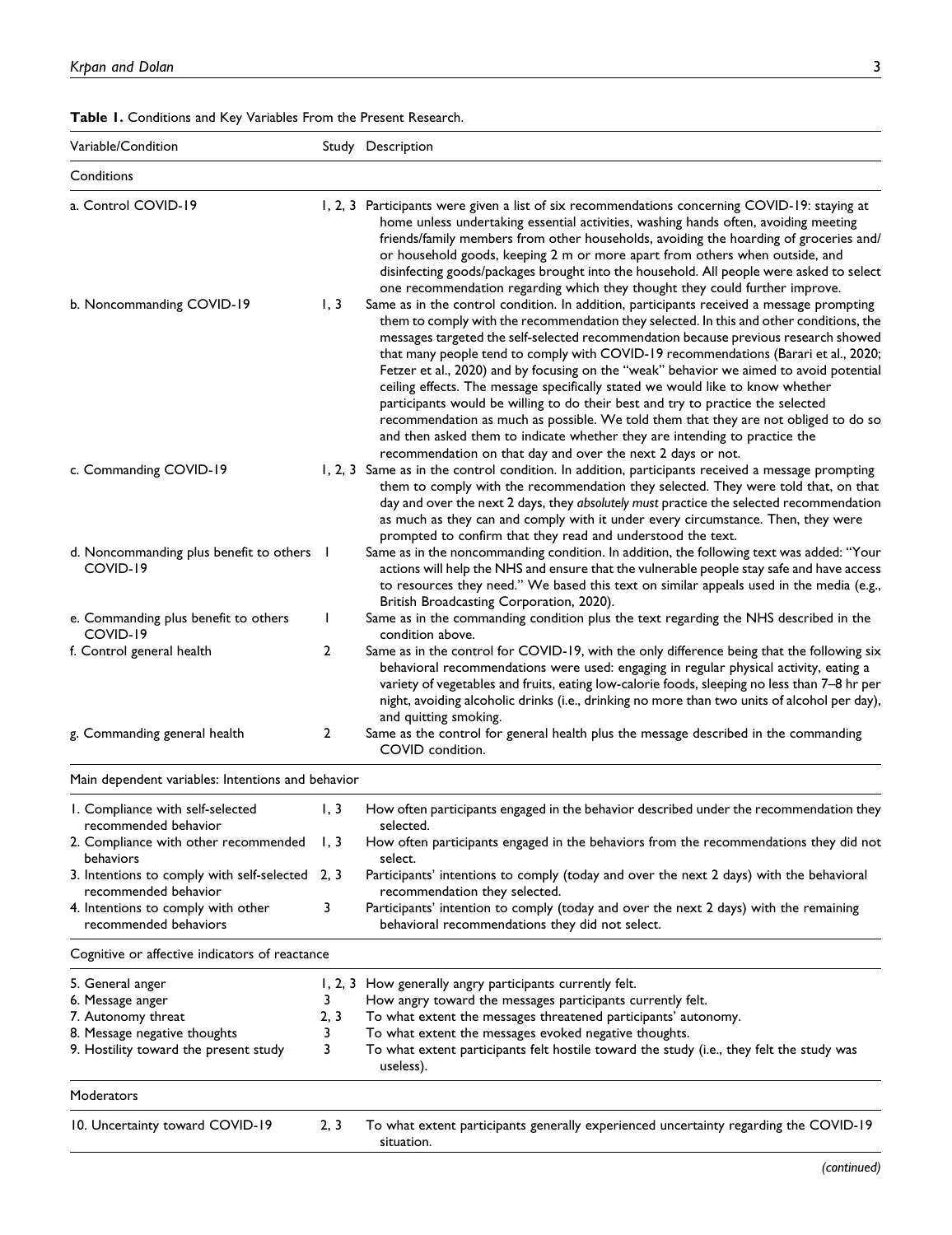**Table 1.** Conditions and Key Variables From the Present Research.

| Variable/Condition | Study | Description |
|---|---|---|
| Conditions | | |
| a. Control COVID-19 | 1, 2, 3 | Participants were given a list of six recommendations concerning COVID-19: staying at home unless undertaking essential activities, washing hands often, avoiding meeting friends/family members from other households, avoiding the hoarding of groceries and/or household goods, keeping 2 m or more apart from others when outside, and disinfecting goods/packages brought into the household. All people were asked to select one recommendation regarding which they thought they could further improve. |
| b. Noncommanding COVID-19 | 1, 3 | Same as in the control condition. In addition, participants received a message prompting them to comply with the recommendation they selected. In this and other conditions, the messages targeted the self-selected recommendation because previous research showed that many people tend to comply with COVID-19 recommendations (Barari et al., 2020; Fetzer et al., 2020) and by focusing on the "weak" behavior we aimed to avoid potential ceiling effects. The message specifically stated we would like to know whether participants would be willing to do their best and try to practice the selected recommendation as much as possible. We told them that they are not obliged to do so and then asked them to indicate whether they are intending to practice the recommendation on that day and over the next 2 days or not. |
| c. Commanding COVID-19 | 1, 2, 3 | Same as in the control condition. In addition, participants received a message prompting them to comply with the recommendation they selected. They were told that, on that day and over the next 2 days, they *absolutely must* practice the selected recommendation as much as they can and comply with it under every circumstance. Then, they were prompted to confirm that they read and understood the text. |
| d. Noncommanding plus benefit to others COVID-19 | 1 | Same as in the noncommanding condition. In addition, the following text was added: "Your actions will help the NHS and ensure that the vulnerable people stay safe and have access to resources they need." We based this text on similar appeals used in the media (e.g., British Broadcasting Corporation, 2020). |
| e. Commanding plus benefit to others COVID-19 | 1 | Same as in the commanding condition plus the text regarding the NHS described in the condition above. |
| f. Control general health | 2 | Same as in the control for COVID-19, with the only difference being that the following six behavioral recommendations were used: engaging in regular physical activity, eating a variety of vegetables and fruits, eating low-calorie foods, sleeping no less than 7–8 hr per night, avoiding alcoholic drinks (i.e., drinking no more than two units of alcohol per day), and quitting smoking. |
| g. Commanding general health | 2 | Same as the control for general health plus the message described in the commanding COVID condition. |
| Main dependent variables: Intentions and behavior | | |
| 1. Compliance with self-selected recommended behavior | 1, 3 | How often participants engaged in the behavior described under the recommendation they selected. |
| 2. Compliance with other recommended behaviors | 1, 3 | How often participants engaged in the behaviors from the recommendations they did not select. |
| 3. Intentions to comply with self-selected recommended behavior | 2, 3 | Participants' intentions to comply (today and over the next 2 days) with the behavioral recommendation they selected. |
| 4. Intentions to comply with other recommended behaviors | 3 | Participants' intention to comply (today and over the next 2 days) with the remaining behavioral recommendations they did not select. |
| Cognitive or affective indicators of reactance | | |
| 5. General anger | 1, 2, 3 | How generally angry participants currently felt. |
| 6. Message anger | 3 | How angry toward the messages participants currently felt. |
| 7. Autonomy threat | 2, 3 | To what extent the messages threatened participants' autonomy. |
| 8. Message negative thoughts | 3 | To what extent the messages evoked negative thoughts. |
| 9. Hostility toward the present study | 3 | To what extent participants felt hostile toward the study (i.e., they felt the study was useless). |
| Moderators | | |
| 10. Uncertainty toward COVID-19 | 2, 3 | To what extent participants generally experienced uncertainty regarding the COVID-19 situation. |

*(continued)*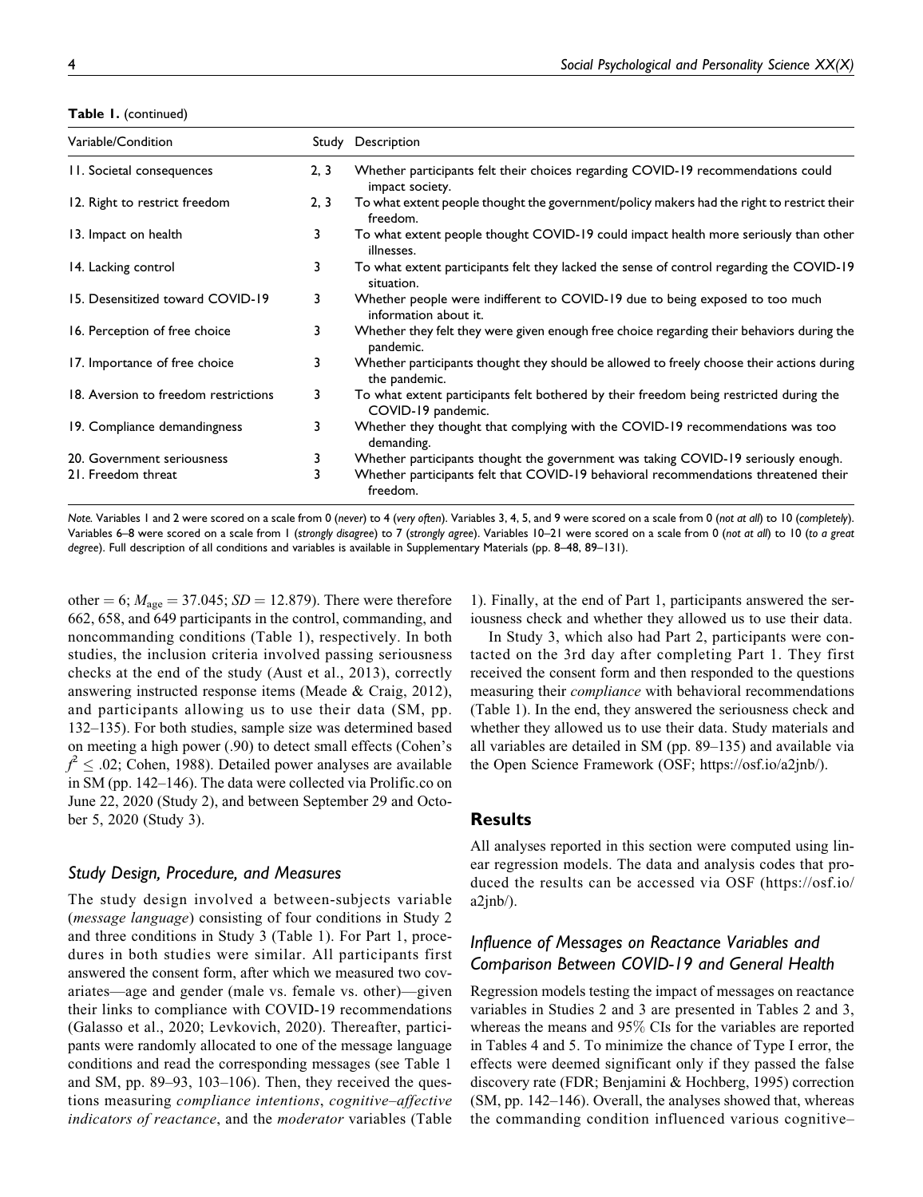**Table 1.** (continued)

| Variable/Condition | Study | Description |
|---|---|---|
| 11. Societal consequences | 2, 3 | Whether participants felt their choices regarding COVID-19 recommendations could impact society. |
| 12. Right to restrict freedom | 2, 3 | To what extent people thought the government/policy makers had the right to restrict their freedom. |
| 13. Impact on health | 3 | To what extent people thought COVID-19 could impact health more seriously than other illnesses. |
| 14. Lacking control | 3 | To what extent participants felt they lacked the sense of control regarding the COVID-19 situation. |
| 15. Desensitized toward COVID-19 | 3 | Whether people were indifferent to COVID-19 due to being exposed to too much information about it. |
| 16. Perception of free choice | 3 | Whether they felt they were given enough free choice regarding their behaviors during the pandemic. |
| 17. Importance of free choice | 3 | Whether participants thought they should be allowed to freely choose their actions during the pandemic. |
| 18. Aversion to freedom restrictions | 3 | To what extent participants felt bothered by their freedom being restricted during the COVID-19 pandemic. |
| 19. Compliance demandingness | 3 | Whether they thought that complying with the COVID-19 recommendations was too demanding. |
| 20. Government seriousness | 3 | Whether participants thought the government was taking COVID-19 seriously enough. |
| 21. Freedom threat | 3 | Whether participants felt that COVID-19 behavioral recommendations threatened their freedom. |

*Note.* Variables 1 and 2 were scored on a scale from 0 (*never*) to 4 (*very often*). Variables 3, 4, 5, and 9 were scored on a scale from 0 (*not at all*) to 10 (*completely*). Variables 6–8 were scored on a scale from 1 (*strongly disagree*) to 7 (*strongly agree*). Variables 10–21 were scored on a scale from 0 (*not at all*) to 10 (*to a great degree*). Full description of all conditions and variables is available in Supplementary Materials (pp. 8–48, 89–131).

other = 6; $M_{age} = 37.045$; $SD = 12.879$). There were therefore 662, 658, and 649 participants in the control, commanding, and noncommanding conditions (Table 1), respectively. In both studies, the inclusion criteria involved passing seriousness checks at the end of the study (Aust et al., 2013), correctly answering instructed response items (Meade & Craig, 2012), and participants allowing us to use their data (SM, pp. 132–135). For both studies, sample size was determined based on meeting a high power (.90) to detect small effects (Cohen's $f^2 \leq .02$; Cohen, 1988). Detailed power analyses are available in SM (pp. 142–146). The data were collected via Prolific.co on June 22, 2020 (Study 2), and between September 29 and October 5, 2020 (Study 3).

### Study Design, Procedure, and Measures

The study design involved a between-subjects variable (*message language*) consisting of four conditions in Study 2 and three conditions in Study 3 (Table 1). For Part 1, procedures in both studies were similar. All participants first answered the consent form, after which we measured two covariates—age and gender (male vs. female vs. other)—given their links to compliance with COVID-19 recommendations (Galasso et al., 2020; Levkovich, 2020). Thereafter, participants were randomly allocated to one of the message language conditions and read the corresponding messages (see Table 1 and SM, pp. 89–93, 103–106). Then, they received the questions measuring *compliance intentions*, *cognitive–affective indicators of reactance*, and the *moderator* variables (Table 1). Finally, at the end of Part 1, participants answered the seriousness check and whether they allowed us to use their data.

In Study 3, which also had Part 2, participants were contacted on the 3rd day after completing Part 1. They first received the consent form and then responded to the questions measuring their *compliance* with behavioral recommendations (Table 1). In the end, they answered the seriousness check and whether they allowed us to use their data. Study materials and all variables are detailed in SM (pp. 89–135) and available via the Open Science Framework (OSF; https://osf.io/a2jnb/).

## Results

All analyses reported in this section were computed using linear regression models. The data and analysis codes that produced the results can be accessed via OSF (https://osf.io/a2jnb/).

### Influence of Messages on Reactance Variables and Comparison Between COVID-19 and General Health

Regression models testing the impact of messages on reactance variables in Studies 2 and 3 are presented in Tables 2 and 3, whereas the means and 95% CIs for the variables are reported in Tables 4 and 5. To minimize the chance of Type I error, the effects were deemed significant only if they passed the false discovery rate (FDR; Benjamini & Hochberg, 1995) correction (SM, pp. 142–146). Overall, the analyses showed that, whereas the commanding condition influenced various cognitive–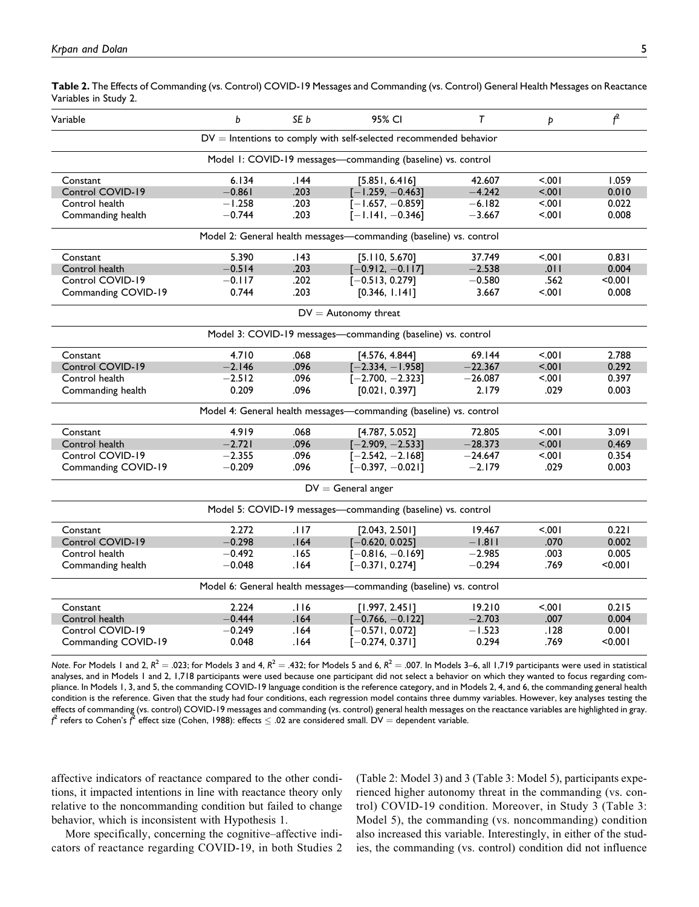**Table 2.** The Effects of Commanding (vs. Control) COVID-19 Messages and Commanding (vs. Control) General Health Messages on Reactance Variables in Study 2.

| Variable | *b* | *SE b* | 95% CI | *T* | *p* | $f^2$ |
|---|---|---|---|---|---|---|
| DV = Intentions to comply with self-selected recommended behavior | | | | | | |
| Model 1: COVID-19 messages—commanding (baseline) vs. control | | | | | | |
| Constant | 6.134 | .144 | [5.851, 6.416] | 42.607 | <.001 | 1.059 |
| Control COVID-19 | −0.861 | .203 | [−1.259, −0.463] | −4.242 | <.001 | 0.010 |
| Control health | −1.258 | .203 | [−1.657, −0.859] | −6.182 | <.001 | 0.022 |
| Commanding health | −0.744 | .203 | [−1.141, −0.346] | −3.667 | <.001 | 0.008 |
| Model 2: General health messages—commanding (baseline) vs. control | | | | | | |
| Constant | 5.390 | .143 | [5.110, 5.670] | 37.749 | <.001 | 0.831 |
| Control health | −0.514 | .203 | [−0.912, −0.117] | −2.538 | .011 | 0.004 |
| Control COVID-19 | −0.117 | .202 | [−0.513, 0.279] | −0.580 | .562 | <0.001 |
| Commanding COVID-19 | 0.744 | .203 | [0.346, 1.141] | 3.667 | <.001 | 0.008 |
| DV = Autonomy threat | | | | | | |
| Model 3: COVID-19 messages—commanding (baseline) vs. control | | | | | | |
| Constant | 4.710 | .068 | [4.576, 4.844] | 69.144 | <.001 | 2.788 |
| Control COVID-19 | −2.146 | .096 | [−2.334, −1.958] | −22.367 | <.001 | 0.292 |
| Control health | −2.512 | .096 | [−2.700, −2.323] | −26.087 | <.001 | 0.397 |
| Commanding health | 0.209 | .096 | [0.021, 0.397] | 2.179 | .029 | 0.003 |
| Model 4: General health messages—commanding (baseline) vs. control | | | | | | |
| Constant | 4.919 | .068 | [4.787, 5.052] | 72.805 | <.001 | 3.091 |
| Control health | −2.721 | .096 | [−2.909, −2.533] | −28.373 | <.001 | 0.469 |
| Control COVID-19 | −2.355 | .096 | [−2.542, −2.168] | −24.647 | <.001 | 0.354 |
| Commanding COVID-19 | −0.209 | .096 | [−0.397, −0.021] | −2.179 | .029 | 0.003 |
| DV = General anger | | | | | | |
| Model 5: COVID-19 messages—commanding (baseline) vs. control | | | | | | |
| Constant | 2.272 | .117 | [2.043, 2.501] | 19.467 | <.001 | 0.221 |
| Control COVID-19 | −0.298 | .164 | [−0.620, 0.025] | −1.811 | .070 | 0.002 |
| Control health | −0.492 | .165 | [−0.816, −0.169] | −2.985 | .003 | 0.005 |
| Commanding health | −0.048 | .164 | [−0.371, 0.274] | −0.294 | .769 | <0.001 |
| Model 6: General health messages—commanding (baseline) vs. control | | | | | | |
| Constant | 2.224 | .116 | [1.997, 2.451] | 19.210 | <.001 | 0.215 |
| Control health | −0.444 | .164 | [−0.766, −0.122] | −2.703 | .007 | 0.004 |
| Control COVID-19 | −0.249 | .164 | [−0.571, 0.072] | −1.523 | .128 | 0.001 |
| Commanding COVID-19 | 0.048 | .164 | [−0.274, 0.371] | 0.294 | .769 | <0.001 |

*Note.* For Models 1 and 2, $R^2 = .023$; for Models 3 and 4, $R^2 = .432$; for Models 5 and 6, $R^2 = .007$. In Models 3–6, all 1,719 participants were used in statistical analyses, and in Models 1 and 2, 1,718 participants were used because one participant did not select a behavior on which they wanted to focus regarding compliance. In Models 1, 3, and 5, the commanding COVID-19 language condition is the reference category, and in Models 2, 4, and 6, the commanding general health condition is the reference. Given that the study had four conditions, each regression model contains three dummy variables. However, key analyses testing the effects of commanding (vs. control) COVID-19 messages and commanding (vs. control) general health messages on the reactance variables are highlighted in gray. $f^2$ refers to Cohen's $f^2$ effect size (Cohen, 1988): effects ≤ .02 are considered small. DV = dependent variable.

affective indicators of reactance compared to the other conditions, it impacted intentions in line with reactance theory only relative to the noncommanding condition but failed to change behavior, which is inconsistent with Hypothesis 1.

More specifically, concerning the cognitive–affective indicators of reactance regarding COVID-19, in both Studies 2 (Table 2: Model 3) and 3 (Table 3: Model 5), participants experienced higher autonomy threat in the commanding (vs. control) COVID-19 condition. Moreover, in Study 3 (Table 3: Model 5), the commanding (vs. noncommanding) condition also increased this variable. Interestingly, in either of the studies, the commanding (vs. control) condition did not influence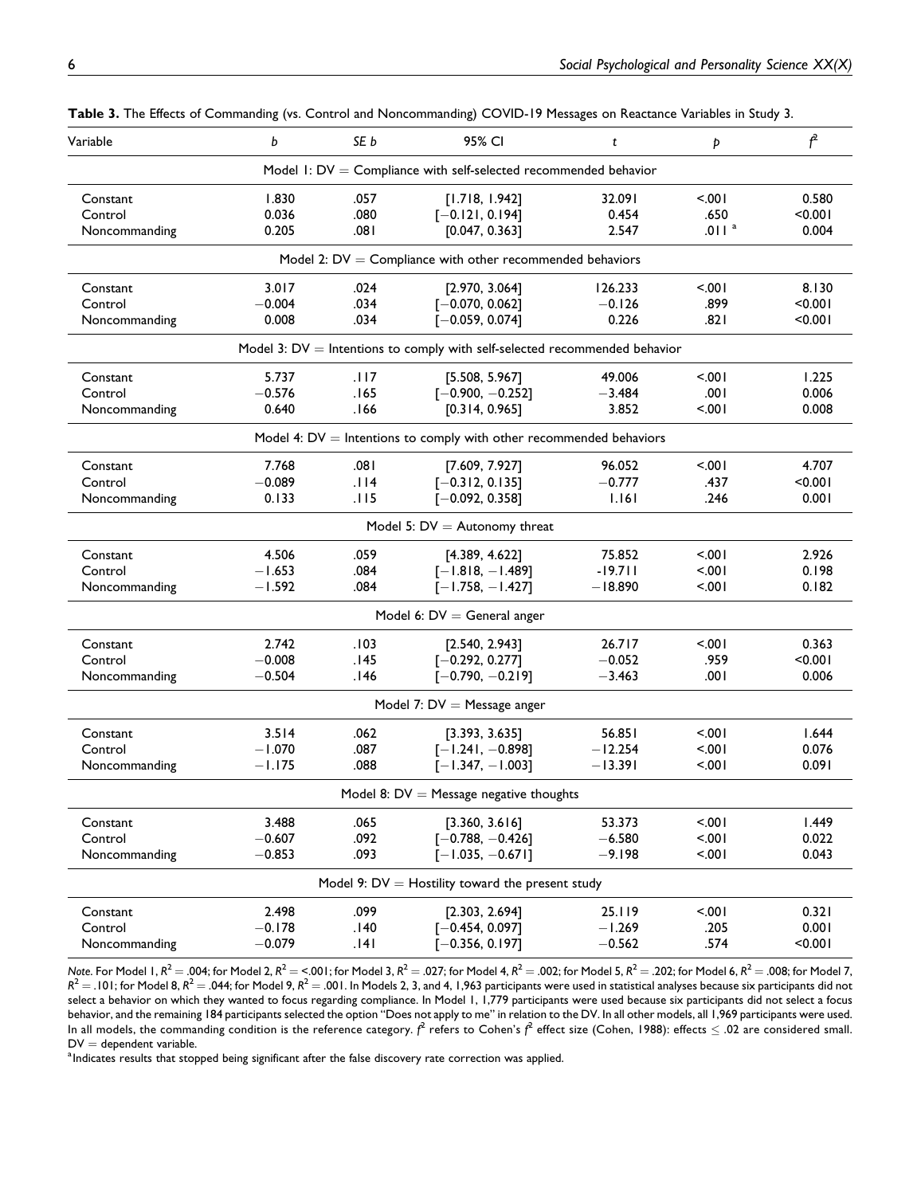**Table 3.** The Effects of Commanding (vs. Control and Noncommanding) COVID-19 Messages on Reactance Variables in Study 3.

| Variable | $b$ | $SE\ b$ | 95% CI | $t$ | $p$ | $f^2$ |
|---|---|---|---|---|---|---|
| **Model 1: DV = Compliance with self-selected recommended behavior** | | | | | | |
| Constant | 1.830 | .057 | [1.718, 1.942] | 32.091 | <.001 | 0.580 |
| Control | 0.036 | .080 | [−0.121, 0.194] | 0.454 | .650 | <0.001 |
| Noncommanding | 0.205 | .081 | [0.047, 0.363] | 2.547 | .011 [a] | 0.004 |
| **Model 2: DV = Compliance with other recommended behaviors** | | | | | | |
| Constant | 3.017 | .024 | [2.970, 3.064] | 126.233 | <.001 | 8.130 |
| Control | −0.004 | .034 | [−0.070, 0.062] | −0.126 | .899 | <0.001 |
| Noncommanding | 0.008 | .034 | [−0.059, 0.074] | 0.226 | .821 | <0.001 |
| **Model 3: DV = Intentions to comply with self-selected recommended behavior** | | | | | | |
| Constant | 5.737 | .117 | [5.508, 5.967] | 49.006 | <.001 | 1.225 |
| Control | −0.576 | .165 | [−0.900, −0.252] | −3.484 | .001 | 0.006 |
| Noncommanding | 0.640 | .166 | [0.314, 0.965] | 3.852 | <.001 | 0.008 |
| **Model 4: DV = Intentions to comply with other recommended behaviors** | | | | | | |
| Constant | 7.768 | .081 | [7.609, 7.927] | 96.052 | <.001 | 4.707 |
| Control | −0.089 | .114 | [−0.312, 0.135] | −0.777 | .437 | <0.001 |
| Noncommanding | 0.133 | .115 | [−0.092, 0.358] | 1.161 | .246 | 0.001 |
| **Model 5: DV = Autonomy threat** | | | | | | |
| Constant | 4.506 | .059 | [4.389, 4.622] | 75.852 | <.001 | 2.926 |
| Control | −1.653 | .084 | [−1.818, −1.489] | -19.711 | <.001 | 0.198 |
| Noncommanding | −1.592 | .084 | [−1.758, −1.427] | −18.890 | <.001 | 0.182 |
| **Model 6: DV = General anger** | | | | | | |
| Constant | 2.742 | .103 | [2.540, 2.943] | 26.717 | <.001 | 0.363 |
| Control | −0.008 | .145 | [−0.292, 0.277] | −0.052 | .959 | <0.001 |
| Noncommanding | −0.504 | .146 | [−0.790, −0.219] | −3.463 | .001 | 0.006 |
| **Model 7: DV = Message anger** | | | | | | |
| Constant | 3.514 | .062 | [3.393, 3.635] | 56.851 | <.001 | 1.644 |
| Control | −1.070 | .087 | [−1.241, −0.898] | −12.254 | <.001 | 0.076 |
| Noncommanding | −1.175 | .088 | [−1.347, −1.003] | −13.391 | <.001 | 0.091 |
| **Model 8: DV = Message negative thoughts** | | | | | | |
| Constant | 3.488 | .065 | [3.360, 3.616] | 53.373 | <.001 | 1.449 |
| Control | −0.607 | .092 | [−0.788, −0.426] | −6.580 | <.001 | 0.022 |
| Noncommanding | −0.853 | .093 | [−1.035, −0.671] | −9.198 | <.001 | 0.043 |
| **Model 9: DV = Hostility toward the present study** | | | | | | |
| Constant | 2.498 | .099 | [2.303, 2.694] | 25.119 | <.001 | 0.321 |
| Control | −0.178 | .140 | [−0.454, 0.097] | −1.269 | .205 | 0.001 |
| Noncommanding | −0.079 | .141 | [−0.356, 0.197] | −0.562 | .574 | <0.001 |

*Note.* For Model 1, $R^2 = .004$; for Model 2, $R^2 = <.001$; for Model 3, $R^2 = .027$; for Model 4, $R^2 = .002$; for Model 5, $R^2 = .202$; for Model 6, $R^2 = .008$; for Model 7, $R^2 = .101$; for Model 8, $R^2 = .044$; for Model 9, $R^2 = .001$. In Models 2, 3, and 4, 1,963 participants were used in statistical analyses because six participants did not select a behavior on which they wanted to focus regarding compliance. In Model 1, 1,779 participants were used because six participants did not select a focus behavior, and the remaining 184 participants selected the option "Does not apply to me" in relation to the DV. In all other models, all 1,969 participants were used. In all models, the commanding condition is the reference category. $f^2$ refers to Cohen's $f^2$ effect size (Cohen, 1988): effects $\leq .02$ are considered small. DV = dependent variable.

[a] Indicates results that stopped being significant after the false discovery rate correction was applied.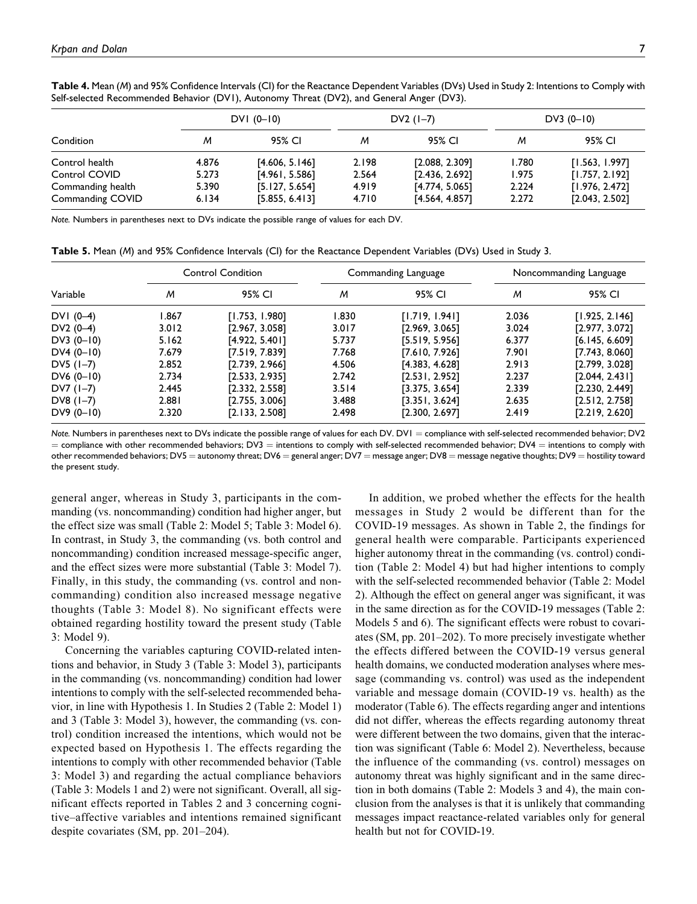**Table 4.** Mean (*M*) and 95% Confidence Intervals (CI) for the Reactance Dependent Variables (DVs) Used in Study 2: Intentions to Comply with Self-selected Recommended Behavior (DV1), Autonomy Threat (DV2), and General Anger (DV3).

| Condition | DV1 (0–10) | | DV2 (1–7) | | DV3 (0–10) | |
|---|---|---|---|---|---|---|
| | *M* | 95% CI | *M* | 95% CI | *M* | 95% CI |
| Control health | 4.876 | [4.606, 5.146] | 2.198 | [2.088, 2.309] | 1.780 | [1.563, 1.997] |
| Control COVID | 5.273 | [4.961, 5.586] | 2.564 | [2.436, 2.692] | 1.975 | [1.757, 2.192] |
| Commanding health | 5.390 | [5.127, 5.654] | 4.919 | [4.774, 5.065] | 2.224 | [1.976, 2.472] |
| Commanding COVID | 6.134 | [5.855, 6.413] | 4.710 | [4.564, 4.857] | 2.272 | [2.043, 2.502] |

*Note.* Numbers in parentheses next to DVs indicate the possible range of values for each DV.

**Table 5.** Mean (*M*) and 95% Confidence Intervals (CI) for the Reactance Dependent Variables (DVs) Used in Study 3.

| Variable | Control Condition | | Commanding Language | | Noncommanding Language | |
|---|---|---|---|---|---|---|
| | *M* | 95% CI | *M* | 95% CI | *M* | 95% CI |
| DV1 (0–4) | 1.867 | [1.753, 1.980] | 1.830 | [1.719, 1.941] | 2.036 | [1.925, 2.146] |
| DV2 (0–4) | 3.012 | [2.967, 3.058] | 3.017 | [2.969, 3.065] | 3.024 | [2.977, 3.072] |
| DV3 (0–10) | 5.162 | [4.922, 5.401] | 5.737 | [5.519, 5.956] | 6.377 | [6.145, 6.609] |
| DV4 (0–10) | 7.679 | [7.519, 7.839] | 7.768 | [7.610, 7.926] | 7.901 | [7.743, 8.060] |
| DV5 (1–7) | 2.852 | [2.739, 2.966] | 4.506 | [4.383, 4.628] | 2.913 | [2.799, 3.028] |
| DV6 (0–10) | 2.734 | [2.533, 2.935] | 2.742 | [2.531, 2.952] | 2.237 | [2.044, 2.431] |
| DV7 (1–7) | 2.445 | [2.332, 2.558] | 3.514 | [3.375, 3.654] | 2.339 | [2.230, 2.449] |
| DV8 (1–7) | 2.881 | [2.755, 3.006] | 3.488 | [3.351, 3.624] | 2.635 | [2.512, 2.758] |
| DV9 (0–10) | 2.320 | [2.133, 2.508] | 2.498 | [2.300, 2.697] | 2.419 | [2.219, 2.620] |

*Note.* Numbers in parentheses next to DVs indicate the possible range of values for each DV. DV1 = compliance with self-selected recommended behavior; DV2 = compliance with other recommended behaviors; DV3 = intentions to comply with self-selected recommended behavior; DV4 = intentions to comply with other recommended behaviors; DV5 = autonomy threat; DV6 = general anger; DV7 = message anger; DV8 = message negative thoughts; DV9 = hostility toward the present study.

general anger, whereas in Study 3, participants in the commanding (vs. noncommanding) condition had higher anger, but the effect size was small (Table 2: Model 5; Table 3: Model 6). In contrast, in Study 3, the commanding (vs. both control and noncommanding) condition increased message-specific anger, and the effect sizes were more substantial (Table 3: Model 7). Finally, in this study, the commanding (vs. control and noncommanding) condition also increased message negative thoughts (Table 3: Model 8). No significant effects were obtained regarding hostility toward the present study (Table 3: Model 9).

Concerning the variables capturing COVID-related intentions and behavior, in Study 3 (Table 3: Model 3), participants in the commanding (vs. noncommanding) condition had lower intentions to comply with the self-selected recommended behavior, in line with Hypothesis 1. In Studies 2 (Table 2: Model 1) and 3 (Table 3: Model 3), however, the commanding (vs. control) condition increased the intentions, which would not be expected based on Hypothesis 1. The effects regarding the intentions to comply with other recommended behavior (Table 3: Model 3) and regarding the actual compliance behaviors (Table 3: Models 1 and 2) were not significant. Overall, all significant effects reported in Tables 2 and 3 concerning cognitive–affective variables and intentions remained significant despite covariates (SM, pp. 201–204).

In addition, we probed whether the effects for the health messages in Study 2 would be different than for the COVID-19 messages. As shown in Table 2, the findings for general health were comparable. Participants experienced higher autonomy threat in the commanding (vs. control) condition (Table 2: Model 4) but had higher intentions to comply with the self-selected recommended behavior (Table 2: Model 2). Although the effect on general anger was significant, it was in the same direction as for the COVID-19 messages (Table 2: Models 5 and 6). The significant effects were robust to covariates (SM, pp. 201–202). To more precisely investigate whether the effects differed between the COVID-19 versus general health domains, we conducted moderation analyses where message (commanding vs. control) was used as the independent variable and message domain (COVID-19 vs. health) as the moderator (Table 6). The effects regarding anger and intentions did not differ, whereas the effects regarding autonomy threat were different between the two domains, given that the interaction was significant (Table 6: Model 2). Nevertheless, because the influence of the commanding (vs. control) messages on autonomy threat was highly significant and in the same direction in both domains (Table 2: Models 3 and 4), the main conclusion from the analyses is that it is unlikely that commanding messages impact reactance-related variables only for general health but not for COVID-19.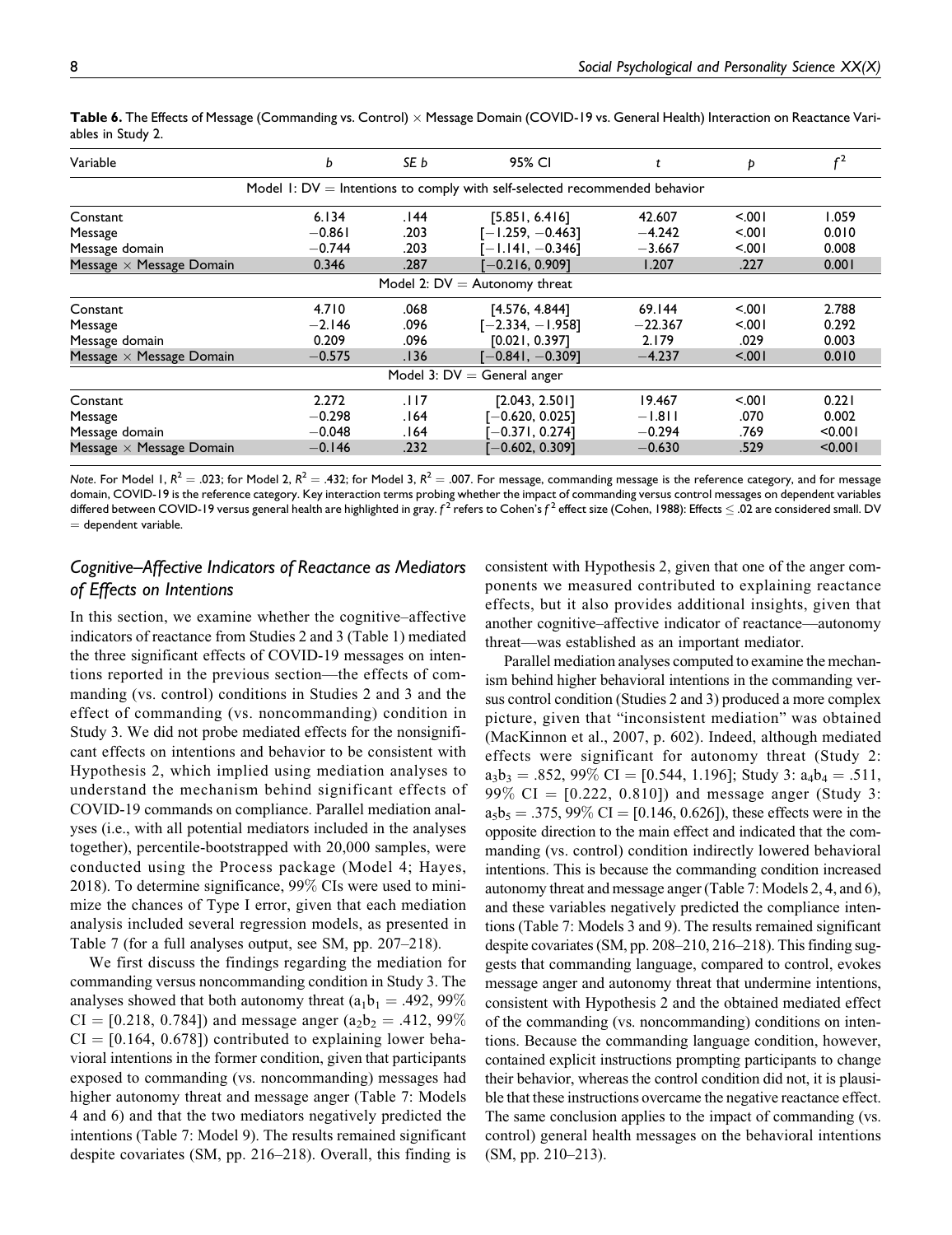**Table 6.** The Effects of Message (Commanding vs. Control) × Message Domain (COVID-19 vs. General Health) Interaction on Reactance Variables in Study 2.

| Variable | *b* | *SE b* | 95% CI | *t* | *p* | $f^2$ |
|---|---|---|---|---|---|---|
| Model 1: DV = Intentions to comply with self-selected recommended behavior | | | | | | |
| Constant | 6.134 | .144 | [5.851, 6.416] | 42.607 | <.001 | 1.059 |
| Message | −0.861 | .203 | [−1.259, −0.463] | −4.242 | <.001 | 0.010 |
| Message domain | −0.744 | .203 | [−1.141, −0.346] | −3.667 | <.001 | 0.008 |
| Message × Message Domain | 0.346 | .287 | [−0.216, 0.909] | 1.207 | .227 | 0.001 |
| Model 2: DV = Autonomy threat | | | | | | |
| Constant | 4.710 | .068 | [4.576, 4.844] | 69.144 | <.001 | 2.788 |
| Message | −2.146 | .096 | [−2.334, −1.958] | −22.367 | <.001 | 0.292 |
| Message domain | 0.209 | .096 | [0.021, 0.397] | 2.179 | .029 | 0.003 |
| Message × Message Domain | −0.575 | .136 | [−0.841, −0.309] | −4.237 | <.001 | 0.010 |
| Model 3: DV = General anger | | | | | | |
| Constant | 2.272 | .117 | [2.043, 2.501] | 19.467 | <.001 | 0.221 |
| Message | −0.298 | .164 | [−0.620, 0.025] | −1.811 | .070 | 0.002 |
| Message domain | −0.048 | .164 | [−0.371, 0.274] | −0.294 | .769 | <0.001 |
| Message × Message Domain | −0.146 | .232 | [−0.602, 0.309] | −0.630 | .529 | <0.001 |

*Note.* For Model 1, $R^2 = .023$; for Model 2, $R^2 = .432$; for Model 3, $R^2 = .007$. For message, commanding message is the reference category, and for message domain, COVID-19 is the reference category. Key interaction terms probing whether the impact of commanding versus control messages on dependent variables differed between COVID-19 versus general health are highlighted in gray. $f^2$ refers to Cohen's $f^2$ effect size (Cohen, 1988): Effects ≤ .02 are considered small. DV = dependent variable.

## *Cognitive–Affective Indicators of Reactance as Mediators of Effects on Intentions*

In this section, we examine whether the cognitive–affective indicators of reactance from Studies 2 and 3 (Table 1) mediated the three significant effects of COVID-19 messages on intentions reported in the previous section—the effects of commanding (vs. control) conditions in Studies 2 and 3 and the effect of commanding (vs. noncommanding) condition in Study 3. We did not probe mediated effects for the nonsignificant effects on intentions and behavior to be consistent with Hypothesis 2, which implied using mediation analyses to understand the mechanism behind significant effects of COVID-19 commands on compliance. Parallel mediation analyses (i.e., with all potential mediators included in the analyses together), percentile-bootstrapped with 20,000 samples, were conducted using the Process package (Model 4; Hayes, 2018). To determine significance, 99% CIs were used to minimize the chances of Type I error, given that each mediation analysis included several regression models, as presented in Table 7 (for a full analyses output, see SM, pp. 207–218).

We first discuss the findings regarding the mediation for commanding versus noncommanding condition in Study 3. The analyses showed that both autonomy threat ($a_1b_1 = .492$, 99% CI = [0.218, 0.784]) and message anger ($a_2b_2 = .412$, 99% CI = [0.164, 0.678]) contributed to explaining lower behavioral intentions in the former condition, given that participants exposed to commanding (vs. noncommanding) messages had higher autonomy threat and message anger (Table 7: Models 4 and 6) and that the two mediators negatively predicted the intentions (Table 7: Model 9). The results remained significant despite covariates (SM, pp. 216–218). Overall, this finding is consistent with Hypothesis 2, given that one of the anger components we measured contributed to explaining reactance effects, but it also provides additional insights, given that another cognitive–affective indicator of reactance—autonomy threat—was established as an important mediator.

Parallel mediation analyses computed to examine the mechanism behind higher behavioral intentions in the commanding versus control condition (Studies 2 and 3) produced a more complex picture, given that "inconsistent mediation" was obtained (MacKinnon et al., 2007, p. 602). Indeed, although mediated effects were significant for autonomy threat (Study 2: $a_3b_3 = .852$, 99% CI = [0.544, 1.196]; Study 3: $a_4b_4 = .511$, 99% CI = [0.222, 0.810]) and message anger (Study 3: $a_5b_5 = .375$, 99% CI = [0.146, 0.626]), these effects were in the opposite direction to the main effect and indicated that the commanding (vs. control) condition indirectly lowered behavioral intentions. This is because the commanding condition increased autonomy threat and message anger (Table 7: Models 2, 4, and 6), and these variables negatively predicted the compliance intentions (Table 7: Models 3 and 9). The results remained significant despite covariates (SM, pp. 208–210, 216–218). This finding suggests that commanding language, compared to control, evokes message anger and autonomy threat that undermine intentions, consistent with Hypothesis 2 and the obtained mediated effect of the commanding (vs. noncommanding) conditions on intentions. Because the commanding language condition, however, contained explicit instructions prompting participants to change their behavior, whereas the control condition did not, it is plausible that these instructions overcame the negative reactance effect. The same conclusion applies to the impact of commanding (vs. control) general health messages on the behavioral intentions (SM, pp. 210–213).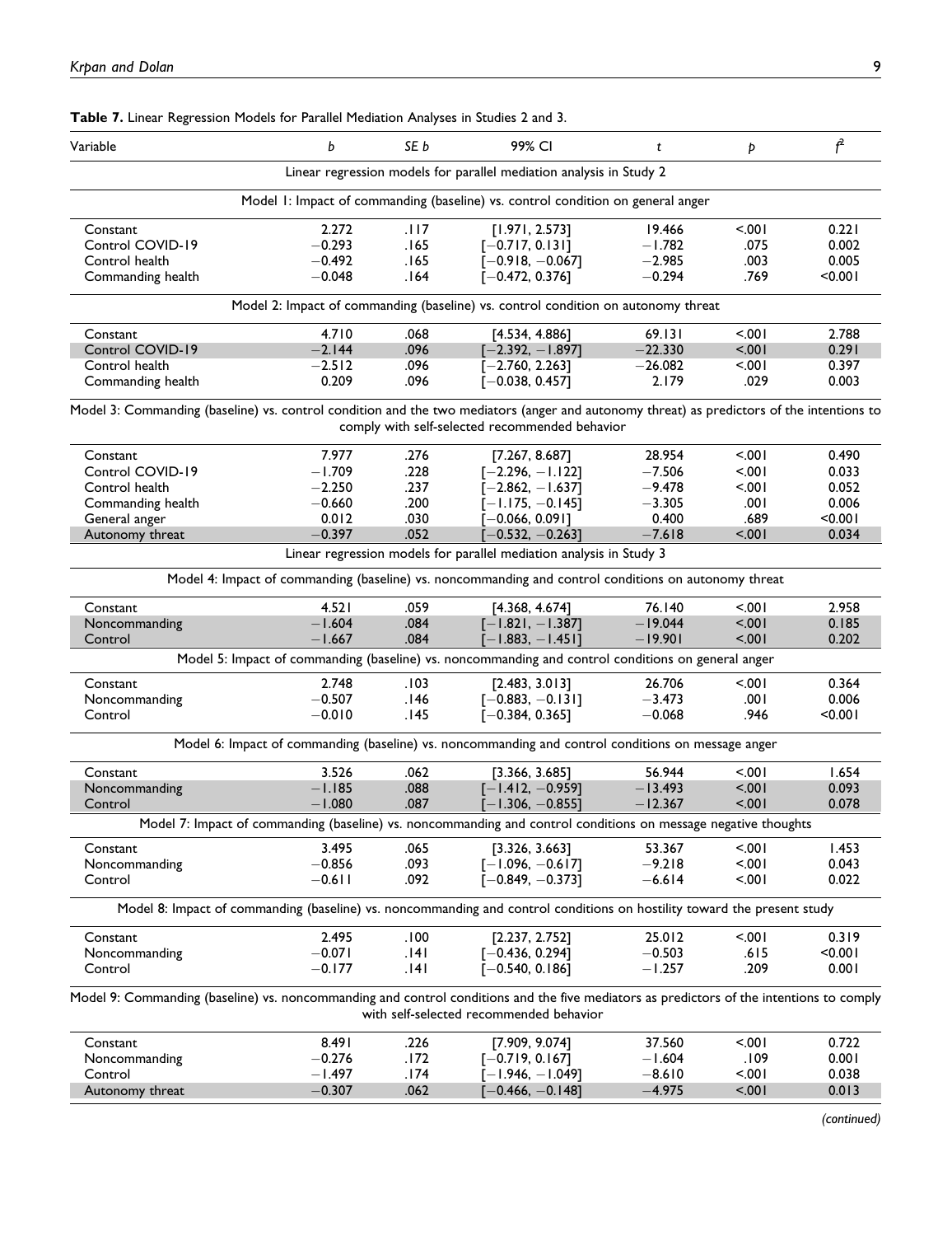**Table 7.** Linear Regression Models for Parallel Mediation Analyses in Studies 2 and 3.

| Variable | *b* | *SE b* | 99% CI | *t* | *p* | $f^2$ |
|---|---|---|---|---|---|---|
| Linear regression models for parallel mediation analysis in Study 2 | | | | | | |
| Model 1: Impact of commanding (baseline) vs. control condition on general anger | | | | | | |
| Constant | 2.272 | .117 | [1.971, 2.573] | 19.466 | <.001 | 0.221 |
| Control COVID-19 | −0.293 | .165 | [−0.717, 0.131] | −1.782 | .075 | 0.002 |
| Control health | −0.492 | .165 | [−0.918, −0.067] | −2.985 | .003 | 0.005 |
| Commanding health | −0.048 | .164 | [−0.472, 0.376] | −0.294 | .769 | <0.001 |
| Model 2: Impact of commanding (baseline) vs. control condition on autonomy threat | | | | | | |
| Constant | 4.710 | .068 | [4.534, 4.886] | 69.131 | <.001 | 2.788 |
| Control COVID-19 | −2.144 | .096 | [−2.392, −1.897] | −22.330 | <.001 | 0.291 |
| Control health | −2.512 | .096 | [−2.760, 2.263] | −26.082 | <.001 | 0.397 |
| Commanding health | 0.209 | .096 | [−0.038, 0.457] | 2.179 | .029 | 0.003 |
| Model 3: Commanding (baseline) vs. control condition and the two mediators (anger and autonomy threat) as predictors of the intentions to comply with self-selected recommended behavior | | | | | | |
| Constant | 7.977 | .276 | [7.267, 8.687] | 28.954 | <.001 | 0.490 |
| Control COVID-19 | −1.709 | .228 | [−2.296, −1.122] | −7.506 | <.001 | 0.033 |
| Control health | −2.250 | .237 | [−2.862, −1.637] | −9.478 | <.001 | 0.052 |
| Commanding health | −0.660 | .200 | [−1.175, −0.145] | −3.305 | .001 | 0.006 |
| General anger | 0.012 | .030 | [−0.066, 0.091] | 0.400 | .689 | <0.001 |
| Autonomy threat | −0.397 | .052 | [−0.532, −0.263] | −7.618 | <.001 | 0.034 |
| Linear regression models for parallel mediation analysis in Study 3 | | | | | | |
| Model 4: Impact of commanding (baseline) vs. noncommanding and control conditions on autonomy threat | | | | | | |
| Constant | 4.521 | .059 | [4.368, 4.674] | 76.140 | <.001 | 2.958 |
| Noncommanding | −1.604 | .084 | [−1.821, −1.387] | −19.044 | <.001 | 0.185 |
| Control | −1.667 | .084 | [−1.883, −1.451] | −19.901 | <.001 | 0.202 |
| Model 5: Impact of commanding (baseline) vs. noncommanding and control conditions on general anger | | | | | | |
| Constant | 2.748 | .103 | [2.483, 3.013] | 26.706 | <.001 | 0.364 |
| Noncommanding | −0.507 | .146 | [−0.883, −0.131] | −3.473 | .001 | 0.006 |
| Control | −0.010 | .145 | [−0.384, 0.365] | −0.068 | .946 | <0.001 |
| Model 6: Impact of commanding (baseline) vs. noncommanding and control conditions on message anger | | | | | | |
| Constant | 3.526 | .062 | [3.366, 3.685] | 56.944 | <.001 | 1.654 |
| Noncommanding | −1.185 | .088 | [−1.412, −0.959] | −13.493 | <.001 | 0.093 |
| Control | −1.080 | .087 | [−1.306, −0.855] | −12.367 | <.001 | 0.078 |
| Model 7: Impact of commanding (baseline) vs. noncommanding and control conditions on message negative thoughts | | | | | | |
| Constant | 3.495 | .065 | [3.326, 3.663] | 53.367 | <.001 | 1.453 |
| Noncommanding | −0.856 | .093 | [−1.096, −0.617] | −9.218 | <.001 | 0.043 |
| Control | −0.611 | .092 | [−0.849, −0.373] | −6.614 | <.001 | 0.022 |
| Model 8: Impact of commanding (baseline) vs. noncommanding and control conditions on hostility toward the present study | | | | | | |
| Constant | 2.495 | .100 | [2.237, 2.752] | 25.012 | <.001 | 0.319 |
| Noncommanding | −0.071 | .141 | [−0.436, 0.294] | −0.503 | .615 | <0.001 |
| Control | −0.177 | .141 | [−0.540, 0.186] | −1.257 | .209 | 0.001 |
| Model 9: Commanding (baseline) vs. noncommanding and control conditions and the five mediators as predictors of the intentions to comply with self-selected recommended behavior | | | | | | |
| Constant | 8.491 | .226 | [7.909, 9.074] | 37.560 | <.001 | 0.722 |
| Noncommanding | −0.276 | .172 | [−0.719, 0.167] | −1.604 | .109 | 0.001 |
| Control | −1.497 | .174 | [−1.946, −1.049] | −8.610 | <.001 | 0.038 |
| Autonomy threat | −0.307 | .062 | [−0.466, −0.148] | −4.975 | <.001 | 0.013 |

*(continued)*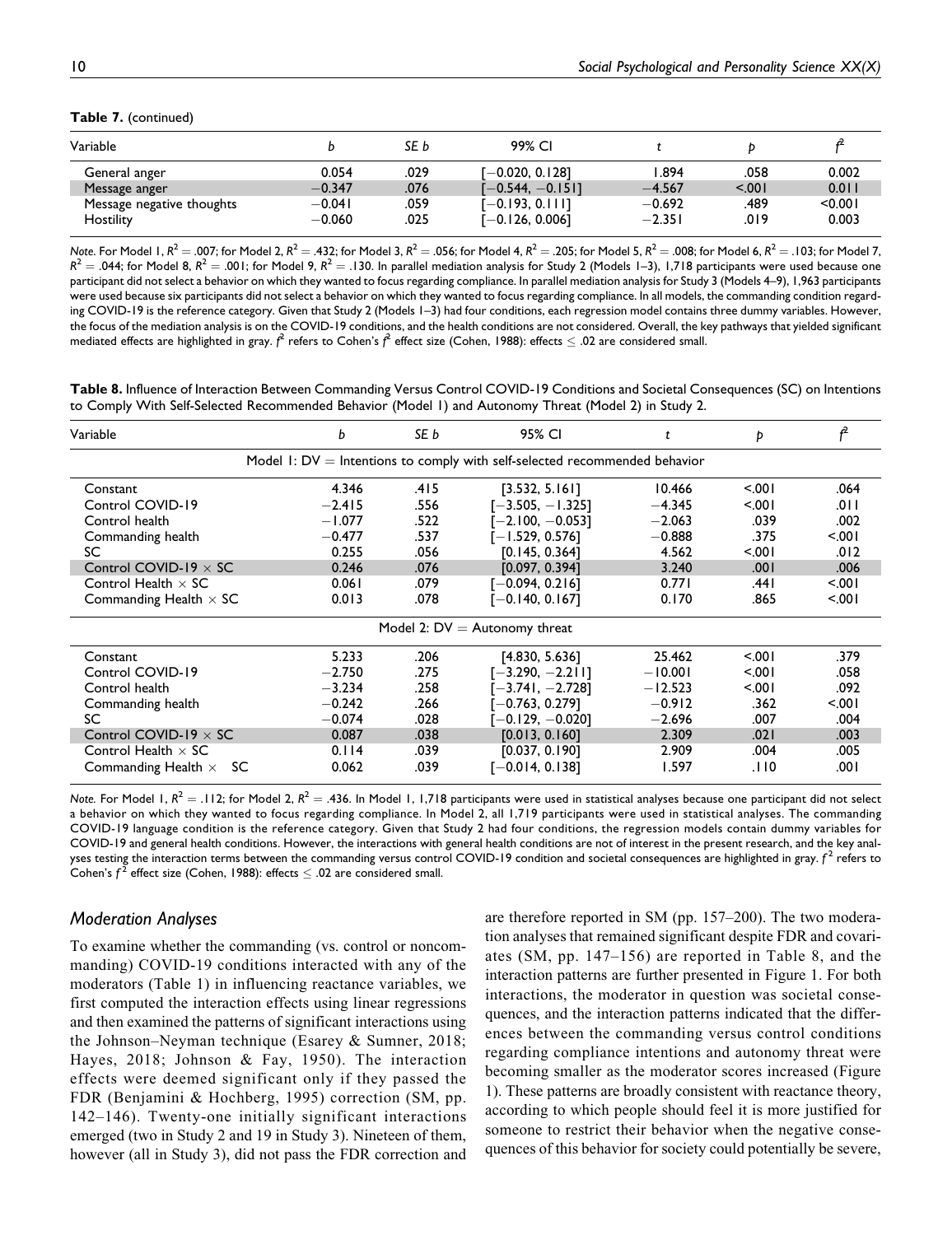**Table 7.** (continued)

| Variable | $b$ | $SE\ b$ | 99% CI | $t$ | $p$ | $f^2$ |
|---|---|---|---|---|---|---|
| General anger | 0.054 | .029 | [−0.020, 0.128] | 1.894 | .058 | 0.002 |
| Message anger | −0.347 | .076 | [−0.544, −0.151] | −4.567 | <.001 | 0.011 |
| Message negative thoughts | −0.041 | .059 | [−0.193, 0.111] | −0.692 | .489 | <0.001 |
| Hostility | −0.060 | .025 | [−0.126, 0.006] | −2.351 | .019 | 0.003 |

*Note.* For Model 1, $R^2 = .007$; for Model 2, $R^2 = .432$; for Model 3, $R^2 = .056$; for Model 4, $R^2 = .205$; for Model 5, $R^2 = .008$; for Model 6, $R^2 = .103$; for Model 7, $R^2 = .044$; for Model 8, $R^2 = .001$; for Model 9, $R^2 = .130$. In parallel mediation analysis for Study 2 (Models 1–3), 1,718 participants were used because one participant did not select a behavior on which they wanted to focus regarding compliance. In parallel mediation analysis for Study 3 (Models 4–9), 1,963 participants were used because six participants did not select a behavior on which they wanted to focus regarding compliance. In all models, the commanding condition regarding COVID-19 is the reference category. Given that Study 2 (Models 1–3) had four conditions, each regression model contains three dummy variables. However, the focus of the mediation analysis is on the COVID-19 conditions, and the health conditions are not considered. Overall, the key pathways that yielded significant mediated effects are highlighted in gray. $f^2$ refers to Cohen's $f^2$ effect size (Cohen, 1988): effects ≤ .02 are considered small.

**Table 8.** Influence of Interaction Between Commanding Versus Control COVID-19 Conditions and Societal Consequences (SC) on Intentions to Comply With Self-Selected Recommended Behavior (Model 1) and Autonomy Threat (Model 2) in Study 2.

| Variable | $b$ | $SE\ b$ | 95% CI | $t$ | $p$ | $f^2$ |
|---|---|---|---|---|---|---|
| Model 1: DV = Intentions to comply with self-selected recommended behavior | | | | | | |
| Constant | 4.346 | .415 | [3.532, 5.161] | 10.466 | <.001 | .064 |
| Control COVID-19 | −2.415 | .556 | [−3.505, −1.325] | −4.345 | <.001 | .011 |
| Control health | −1.077 | .522 | [−2.100, −0.053] | −2.063 | .039 | .002 |
| Commanding health | −0.477 | .537 | [−1.529, 0.576] | −0.888 | .375 | <.001 |
| SC | 0.255 | .056 | [0.145, 0.364] | 4.562 | <.001 | .012 |
| Control COVID-19 × SC | 0.246 | .076 | [0.097, 0.394] | 3.240 | .001 | .006 |
| Control Health × SC | 0.061 | .079 | [−0.094, 0.216] | 0.771 | .441 | <.001 |
| Commanding Health × SC | 0.013 | .078 | [−0.140, 0.167] | 0.170 | .865 | <.001 |
| Model 2: DV = Autonomy threat | | | | | | |
| Constant | 5.233 | .206 | [4.830, 5.636] | 25.462 | <.001 | .379 |
| Control COVID-19 | −2.750 | .275 | [−3.290, −2.211] | −10.001 | <.001 | .058 |
| Control health | −3.234 | .258 | [−3.741, −2.728] | −12.523 | <.001 | .092 |
| Commanding health | −0.242 | .266 | [−0.763, 0.279] | −0.912 | .362 | <.001 |
| SC | −0.074 | .028 | [−0.129, −0.020] | −2.696 | .007 | .004 |
| Control COVID-19 × SC | 0.087 | .038 | [0.013, 0.160] | 2.309 | .021 | .003 |
| Control Health × SC | 0.114 | .039 | [0.037, 0.190] | 2.909 | .004 | .005 |
| Commanding Health × SC | 0.062 | .039 | [−0.014, 0.138] | 1.597 | .110 | .001 |

*Note.* For Model 1, $R^2 = .112$; for Model 2, $R^2 = .436$. In Model 1, 1,718 participants were used in statistical analyses because one participant did not select a behavior on which they wanted to focus regarding compliance. In Model 2, all 1,719 participants were used in statistical analyses. The commanding COVID-19 language condition is the reference category. Given that Study 2 had four conditions, the regression models contain dummy variables for COVID-19 and general health conditions. However, the interactions with general health conditions are not of interest in the present research, and the key analyses testing the interaction terms between the commanding versus control COVID-19 condition and societal consequences are highlighted in gray. $f^2$ refers to Cohen's $f^2$ effect size (Cohen, 1988): effects ≤ .02 are considered small.

### Moderation Analyses

To examine whether the commanding (vs. control or noncommanding) COVID-19 conditions interacted with any of the moderators (Table 1) in influencing reactance variables, we first computed the interaction effects using linear regressions and then examined the patterns of significant interactions using the Johnson–Neyman technique (Esarey & Sumner, 2018; Hayes, 2018; Johnson & Fay, 1950). The interaction effects were deemed significant only if they passed the FDR (Benjamini & Hochberg, 1995) correction (SM, pp. 142–146). Twenty-one initially significant interactions emerged (two in Study 2 and 19 in Study 3). Nineteen of them, however (all in Study 3), did not pass the FDR correction and are therefore reported in SM (pp. 157–200). The two moderation analyses that remained significant despite FDR and covariates (SM, pp. 147–156) are reported in Table 8, and the interaction patterns are further presented in Figure 1. For both interactions, the moderator in question was societal consequences, and the interaction patterns indicated that the differences between the commanding versus control conditions regarding compliance intentions and autonomy threat were becoming smaller as the moderator scores increased (Figure 1). These patterns are broadly consistent with reactance theory, according to which people should feel it is more justified for someone to restrict their behavior when the negative consequences of this behavior for society could potentially be severe,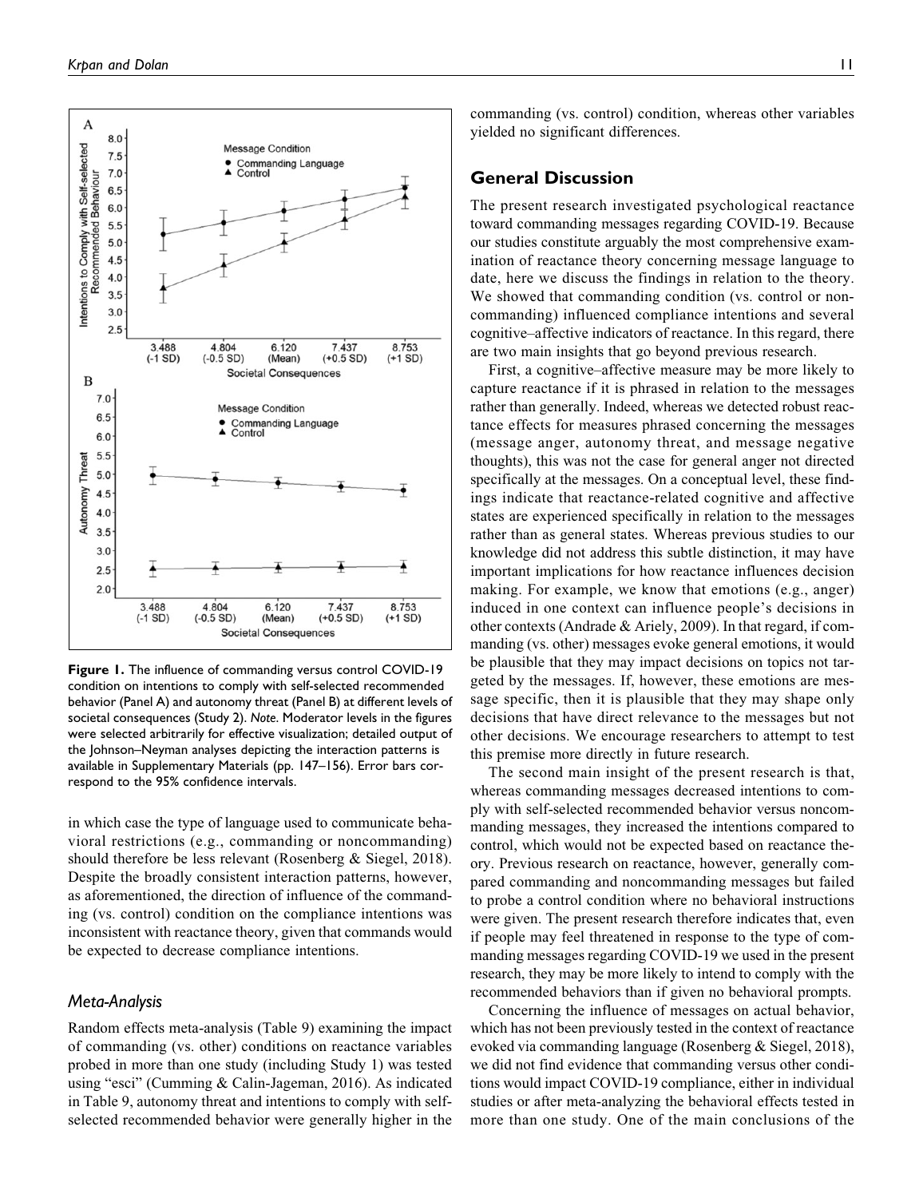**Figure 1.** The influence of commanding versus control COVID-19 condition on intentions to comply with self-selected recommended behavior (Panel A) and autonomy threat (Panel B) at different levels of societal consequences (Study 2). *Note.* Moderator levels in the figures were selected arbitrarily for effective visualization; detailed output of the Johnson–Neyman analyses depicting the interaction patterns is available in Supplementary Materials (pp. 147–156). Error bars correspond to the 95% confidence intervals.

in which case the type of language used to communicate behavioral restrictions (e.g., commanding or noncommanding) should therefore be less relevant (Rosenberg & Siegel, 2018). Despite the broadly consistent interaction patterns, however, as aforementioned, the direction of influence of the commanding (vs. control) condition on the compliance intentions was inconsistent with reactance theory, given that commands would be expected to decrease compliance intentions.

### *Meta-Analysis*

Random effects meta-analysis (Table 9) examining the impact of commanding (vs. other) conditions on reactance variables probed in more than one study (including Study 1) was tested using "esci" (Cumming & Calin-Jageman, 2016). As indicated in Table 9, autonomy threat and intentions to comply with self-selected recommended behavior were generally higher in the commanding (vs. control) condition, whereas other variables yielded no significant differences.

## General Discussion

The present research investigated psychological reactance toward commanding messages regarding COVID-19. Because our studies constitute arguably the most comprehensive examination of reactance theory concerning message language to date, here we discuss the findings in relation to the theory. We showed that commanding condition (vs. control or noncommanding) influenced compliance intentions and several cognitive–affective indicators of reactance. In this regard, there are two main insights that go beyond previous research.

First, a cognitive–affective measure may be more likely to capture reactance if it is phrased in relation to the messages rather than generally. Indeed, whereas we detected robust reactance effects for measures phrased concerning the messages (message anger, autonomy threat, and message negative thoughts), this was not the case for general anger not directed specifically at the messages. On a conceptual level, these findings indicate that reactance-related cognitive and affective states are experienced specifically in relation to the messages rather than as general states. Whereas previous studies to our knowledge did not address this subtle distinction, it may have important implications for how reactance influences decision making. For example, we know that emotions (e.g., anger) induced in one context can influence people's decisions in other contexts (Andrade & Ariely, 2009). In that regard, if commanding (vs. other) messages evoke general emotions, it would be plausible that they may impact decisions on topics not targeted by the messages. If, however, these emotions are message specific, then it is plausible that they may shape only decisions that have direct relevance to the messages but not other decisions. We encourage researchers to attempt to test this premise more directly in future research.

The second main insight of the present research is that, whereas commanding messages decreased intentions to comply with self-selected recommended behavior versus noncommanding messages, they increased the intentions compared to control, which would not be expected based on reactance theory. Previous research on reactance, however, generally compared commanding and noncommanding messages but failed to probe a control condition where no behavioral instructions were given. The present research therefore indicates that, even if people may feel threatened in response to the type of commanding messages regarding COVID-19 we used in the present research, they may be more likely to intend to comply with the recommended behaviors than if given no behavioral prompts.

Concerning the influence of messages on actual behavior, which has not been previously tested in the context of reactance evoked via commanding language (Rosenberg & Siegel, 2018), we did not find evidence that commanding versus other conditions would impact COVID-19 compliance, either in individual studies or after meta-analyzing the behavioral effects tested in more than one study. One of the main conclusions of the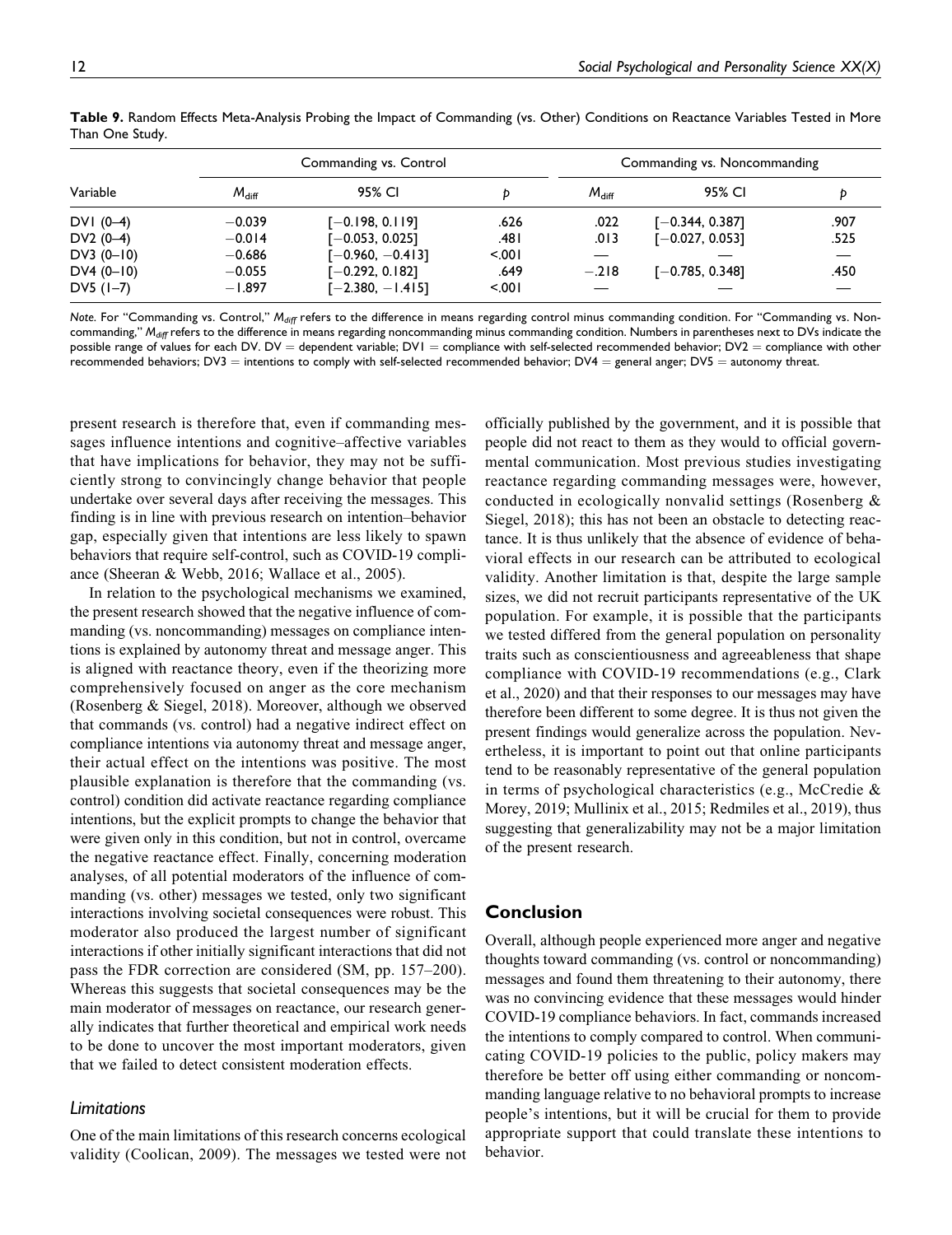**Table 9.** Random Effects Meta-Analysis Probing the Impact of Commanding (vs. Other) Conditions on Reactance Variables Tested in More Than One Study.

| Variable | Commanding vs. Control | | | Commanding vs. Noncommanding | | |
|---|---|---|---|---|---|---|
| | $M_{diff}$ | 95% CI | $p$ | $M_{diff}$ | 95% CI | $p$ |
| DV1 (0–4) | −0.039 | [−0.198, 0.119] | .626 | .022 | [−0.344, 0.387] | .907 |
| DV2 (0–4) | −0.014 | [−0.053, 0.025] | .481 | .013 | [−0.027, 0.053] | .525 |
| DV3 (0–10) | −0.686 | [−0.960, −0.413] | <.001 | — | — | — |
| DV4 (0–10) | −0.055 | [−0.292, 0.182] | .649 | −.218 | [−0.785, 0.348] | .450 |
| DV5 (1–7) | −1.897 | [−2.380, −1.415] | <.001 | — | — | — |

*Note.* For "Commanding vs. Control," $M_{diff}$ refers to the difference in means regarding control minus commanding condition. For "Commanding vs. Noncommanding," $M_{diff}$ refers to the difference in means regarding noncommanding minus commanding condition. Numbers in parentheses next to DVs indicate the possible range of values for each DV. DV = dependent variable; DV1 = compliance with self-selected recommended behavior; DV2 = compliance with other recommended behaviors; DV3 = intentions to comply with self-selected recommended behavior; DV4 = general anger; DV5 = autonomy threat.

present research is therefore that, even if commanding messages influence intentions and cognitive–affective variables that have implications for behavior, they may not be sufficiently strong to convincingly change behavior that people undertake over several days after receiving the messages. This finding is in line with previous research on intention–behavior gap, especially given that intentions are less likely to spawn behaviors that require self-control, such as COVID-19 compliance (Sheeran & Webb, 2016; Wallace et al., 2005).

In relation to the psychological mechanisms we examined, the present research showed that the negative influence of commanding (vs. noncommanding) messages on compliance intentions is explained by autonomy threat and message anger. This is aligned with reactance theory, even if the theorizing more comprehensively focused on anger as the core mechanism (Rosenberg & Siegel, 2018). Moreover, although we observed that commands (vs. control) had a negative indirect effect on compliance intentions via autonomy threat and message anger, their actual effect on the intentions was positive. The most plausible explanation is therefore that the commanding (vs. control) condition did activate reactance regarding compliance intentions, but the explicit prompts to change the behavior that were given only in this condition, but not in control, overcame the negative reactance effect. Finally, concerning moderation analyses, of all potential moderators of the influence of commanding (vs. other) messages we tested, only two significant interactions involving societal consequences were robust. This moderator also produced the largest number of significant interactions if other initially significant interactions that did not pass the FDR correction are considered (SM, pp. 157–200). Whereas this suggests that societal consequences may be the main moderator of messages on reactance, our research generally indicates that further theoretical and empirical work needs to be done to uncover the most important moderators, given that we failed to detect consistent moderation effects.

### *Limitations*

One of the main limitations of this research concerns ecological validity (Coolican, 2009). The messages we tested were not officially published by the government, and it is possible that people did not react to them as they would to official governmental communication. Most previous studies investigating reactance regarding commanding messages were, however, conducted in ecologically nonvalid settings (Rosenberg & Siegel, 2018); this has not been an obstacle to detecting reactance. It is thus unlikely that the absence of evidence of behavioral effects in our research can be attributed to ecological validity. Another limitation is that, despite the large sample sizes, we did not recruit participants representative of the UK population. For example, it is possible that the participants we tested differed from the general population on personality traits such as conscientiousness and agreeableness that shape compliance with COVID-19 recommendations (e.g., Clark et al., 2020) and that their responses to our messages may have therefore been different to some degree. It is thus not given the present findings would generalize across the population. Nevertheless, it is important to point out that online participants tend to be reasonably representative of the general population in terms of psychological characteristics (e.g., McCredie & Morey, 2019; Mullinix et al., 2015; Redmiles et al., 2019), thus suggesting that generalizability may not be a major limitation of the present research.

## Conclusion

Overall, although people experienced more anger and negative thoughts toward commanding (vs. control or noncommanding) messages and found them threatening to their autonomy, there was no convincing evidence that these messages would hinder COVID-19 compliance behaviors. In fact, commands increased the intentions to comply compared to control. When communicating COVID-19 policies to the public, policy makers may therefore be better off using either commanding or noncommanding language relative to no behavioral prompts to increase people's intentions, but it will be crucial for them to provide appropriate support that could translate these intentions to behavior.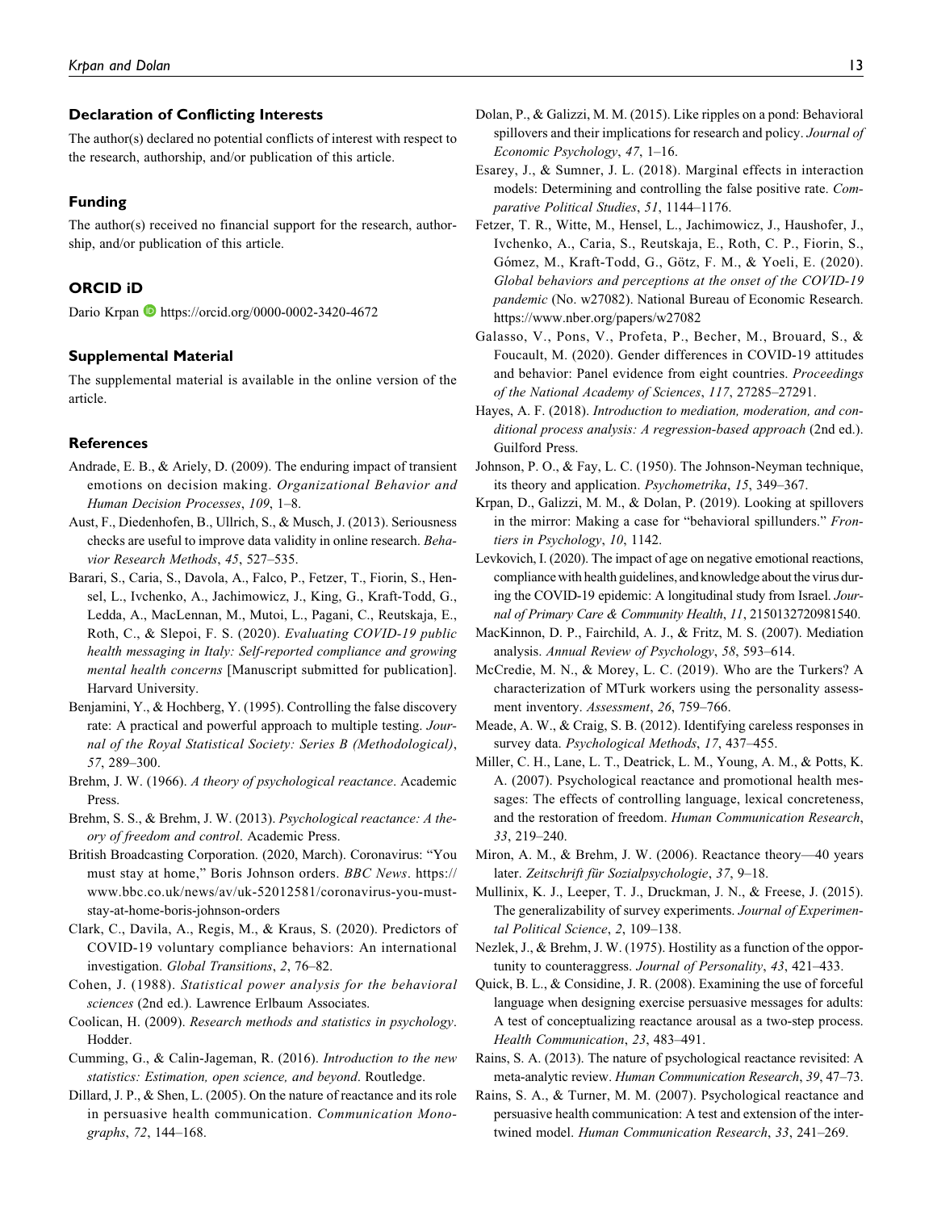## Declaration of Conflicting Interests

The author(s) declared no potential conflicts of interest with respect to the research, authorship, and/or publication of this article.

## Funding

The author(s) received no financial support for the research, authorship, and/or publication of this article.

## ORCID iD

Dario Krpan https://orcid.org/0000-0002-3420-4672

## Supplemental Material

The supplemental material is available in the online version of the article.

## References

Andrade, E. B., & Ariely, D. (2009). The enduring impact of transient emotions on decision making. *Organizational Behavior and Human Decision Processes*, *109*, 1–8.

Aust, F., Diedenhofen, B., Ullrich, S., & Musch, J. (2013). Seriousness checks are useful to improve data validity in online research. *Behavior Research Methods*, *45*, 527–535.

Barari, S., Caria, S., Davola, A., Falco, P., Fetzer, T., Fiorin, S., Hensel, L., Ivchenko, A., Jachimowicz, J., King, G., Kraft-Todd, G., Ledda, A., MacLennan, M., Mutoi, L., Pagani, C., Reutskaja, E., Roth, C., & Slepoi, F. S. (2020). *Evaluating COVID-19 public health messaging in Italy: Self-reported compliance and growing mental health concerns* [Manuscript submitted for publication]. Harvard University.

Benjamini, Y., & Hochberg, Y. (1995). Controlling the false discovery rate: A practical and powerful approach to multiple testing. *Journal of the Royal Statistical Society: Series B (Methodological)*, *57*, 289–300.

Brehm, J. W. (1966). *A theory of psychological reactance*. Academic Press.

Brehm, S. S., & Brehm, J. W. (2013). *Psychological reactance: A theory of freedom and control*. Academic Press.

British Broadcasting Corporation. (2020, March). Coronavirus: "You must stay at home," Boris Johnson orders. *BBC News*. https://www.bbc.co.uk/news/av/uk-52012581/coronavirus-you-must-stay-at-home-boris-johnson-orders

Clark, C., Davila, A., Regis, M., & Kraus, S. (2020). Predictors of COVID-19 voluntary compliance behaviors: An international investigation. *Global Transitions*, *2*, 76–82.

Cohen, J. (1988). *Statistical power analysis for the behavioral sciences* (2nd ed.). Lawrence Erlbaum Associates.

Coolican, H. (2009). *Research methods and statistics in psychology*. Hodder.

Cumming, G., & Calin-Jageman, R. (2016). *Introduction to the new statistics: Estimation, open science, and beyond*. Routledge.

Dillard, J. P., & Shen, L. (2005). On the nature of reactance and its role in persuasive health communication. *Communication Monographs*, *72*, 144–168.

Dolan, P., & Galizzi, M. M. (2015). Like ripples on a pond: Behavioral spillovers and their implications for research and policy. *Journal of Economic Psychology*, *47*, 1–16.

Esarey, J., & Sumner, J. L. (2018). Marginal effects in interaction models: Determining and controlling the false positive rate. *Comparative Political Studies*, *51*, 1144–1176.

Fetzer, T. R., Witte, M., Hensel, L., Jachimowicz, J., Haushofer, J., Ivchenko, A., Caria, S., Reutskaja, E., Roth, C. P., Fiorin, S., Gómez, M., Kraft-Todd, G., Götz, F. M., & Yoeli, E. (2020). *Global behaviors and perceptions at the onset of the COVID-19 pandemic* (No. w27082). National Bureau of Economic Research. https://www.nber.org/papers/w27082

Galasso, V., Pons, V., Profeta, P., Becher, M., Brouard, S., & Foucault, M. (2020). Gender differences in COVID-19 attitudes and behavior: Panel evidence from eight countries. *Proceedings of the National Academy of Sciences*, *117*, 27285–27291.

Hayes, A. F. (2018). *Introduction to mediation, moderation, and conditional process analysis: A regression-based approach* (2nd ed.). Guilford Press.

Johnson, P. O., & Fay, L. C. (1950). The Johnson-Neyman technique, its theory and application. *Psychometrika*, *15*, 349–367.

Krpan, D., Galizzi, M. M., & Dolan, P. (2019). Looking at spillovers in the mirror: Making a case for "behavioral spillunders." *Frontiers in Psychology*, *10*, 1142.

Levkovich, I. (2020). The impact of age on negative emotional reactions, compliance with health guidelines, and knowledge about the virus during the COVID-19 epidemic: A longitudinal study from Israel. *Journal of Primary Care & Community Health*, *11*, 2150132720981540.

MacKinnon, D. P., Fairchild, A. J., & Fritz, M. S. (2007). Mediation analysis. *Annual Review of Psychology*, *58*, 593–614.

McCredie, M. N., & Morey, L. C. (2019). Who are the Turkers? A characterization of MTurk workers using the personality assessment inventory. *Assessment*, *26*, 759–766.

Meade, A. W., & Craig, S. B. (2012). Identifying careless responses in survey data. *Psychological Methods*, *17*, 437–455.

Miller, C. H., Lane, L. T., Deatrick, L. M., Young, A. M., & Potts, K. A. (2007). Psychological reactance and promotional health messages: The effects of controlling language, lexical concreteness, and the restoration of freedom. *Human Communication Research*, *33*, 219–240.

Miron, A. M., & Brehm, J. W. (2006). Reactance theory—40 years later. *Zeitschrift für Sozialpsychologie*, *37*, 9–18.

Mullinix, K. J., Leeper, T. J., Druckman, J. N., & Freese, J. (2015). The generalizability of survey experiments. *Journal of Experimental Political Science*, *2*, 109–138.

Nezlek, J., & Brehm, J. W. (1975). Hostility as a function of the opportunity to counteraggress. *Journal of Personality*, *43*, 421–433.

Quick, B. L., & Considine, J. R. (2008). Examining the use of forceful language when designing exercise persuasive messages for adults: A test of conceptualizing reactance arousal as a two-step process. *Health Communication*, *23*, 483–491.

Rains, S. A. (2013). The nature of psychological reactance revisited: A meta-analytic review. *Human Communication Research*, *39*, 47–73.

Rains, S. A., & Turner, M. M. (2007). Psychological reactance and persuasive health communication: A test and extension of the intertwined model. *Human Communication Research*, *33*, 241–269.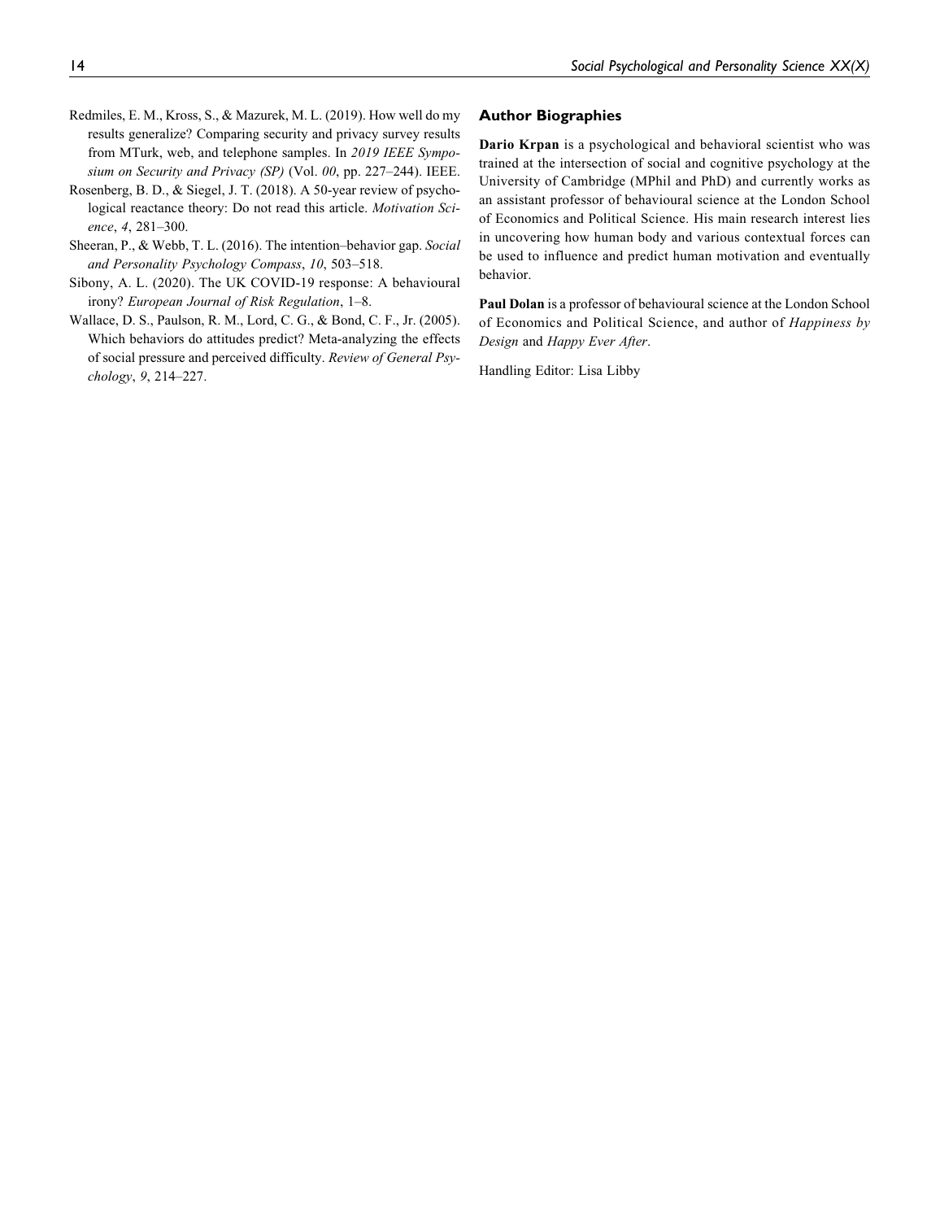Redmiles, E. M., Kross, S., & Mazurek, M. L. (2019). How well do my results generalize? Comparing security and privacy survey results from MTurk, web, and telephone samples. In *2019 IEEE Symposium on Security and Privacy (SP)* (Vol. *00*, pp. 227–244). IEEE.

Rosenberg, B. D., & Siegel, J. T. (2018). A 50-year review of psychological reactance theory: Do not read this article. *Motivation Science*, *4*, 281–300.

Sheeran, P., & Webb, T. L. (2016). The intention–behavior gap. *Social and Personality Psychology Compass*, *10*, 503–518.

Sibony, A. L. (2020). The UK COVID-19 response: A behavioural irony? *European Journal of Risk Regulation*, 1–8.

Wallace, D. S., Paulson, R. M., Lord, C. G., & Bond, C. F., Jr. (2005). Which behaviors do attitudes predict? Meta-analyzing the effects of social pressure and perceived difficulty. *Review of General Psychology*, *9*, 214–227.

## Author Biographies

**Dario Krpan** is a psychological and behavioral scientist who was trained at the intersection of social and cognitive psychology at the University of Cambridge (MPhil and PhD) and currently works as an assistant professor of behavioural science at the London School of Economics and Political Science. His main research interest lies in uncovering how human body and various contextual forces can be used to influence and predict human motivation and eventually behavior.

**Paul Dolan** is a professor of behavioural science at the London School of Economics and Political Science, and author of *Happiness by Design* and *Happy Ever After*.

Handling Editor: Lisa Libby